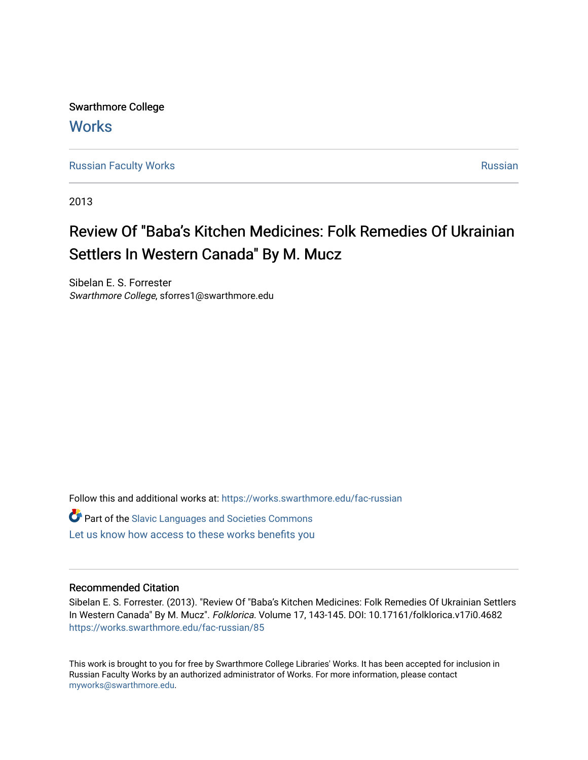Swarthmore College

# Works

Russian Faculty Works | Russian

2013

## Review Of "Baba's Kitchen Medicines: Folk Remedies Of Ukrainian Settlers In Western Canada" By M. Mucz

Sibelan E. S. Forrester
*Swarthmore College*, sforres1@swarthmore.edu

Follow this and additional works at: https://works.swarthmore.edu/fac-russian

Part of the Slavic Languages and Societies Commons

Let us know how access to these works benefits you

### Recommended Citation

Sibelan E. S. Forrester. (2013). "Review Of "Baba's Kitchen Medicines: Folk Remedies Of Ukrainian Settlers In Western Canada" By M. Mucz". *Folklorica*. Volume 17, 143-145. DOI: 10.17161/folklorica.v17i0.4682
https://works.swarthmore.edu/fac-russian/85

This work is brought to you for free by Swarthmore College Libraries' Works. It has been accepted for inclusion in Russian Faculty Works by an authorized administrator of Works. For more information, please contact myworks@swarthmore.edu.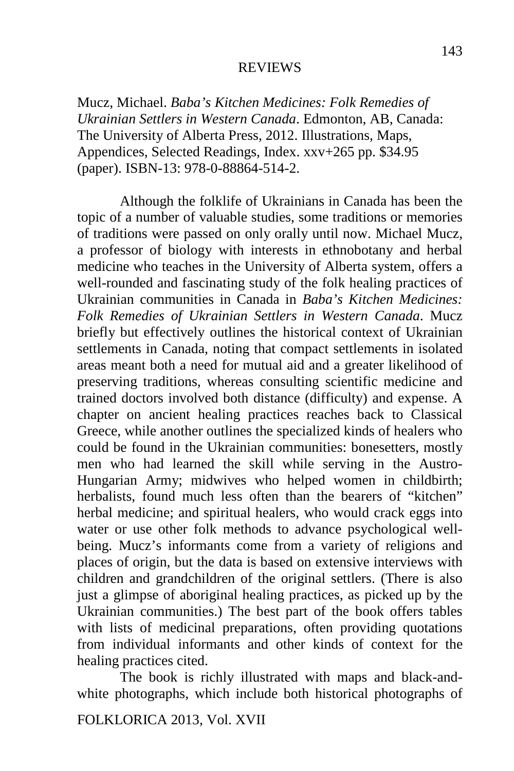Mucz, Michael. *Baba's Kitchen Medicines: Folk Remedies of Ukrainian Settlers in Western Canada*. Edmonton, AB, Canada: The University of Alberta Press, 2012. Illustrations, Maps, Appendices, Selected Readings, Index. xxv+265 pp. $34.95 (paper). ISBN-13: 978-0-88864-514-2.

Although the folklife of Ukrainians in Canada has been the topic of a number of valuable studies, some traditions or memories of traditions were passed on only orally until now. Michael Mucz, a professor of biology with interests in ethnobotany and herbal medicine who teaches in the University of Alberta system, offers a well-rounded and fascinating study of the folk healing practices of Ukrainian communities in Canada in *Baba's Kitchen Medicines: Folk Remedies of Ukrainian Settlers in Western Canada*. Mucz briefly but effectively outlines the historical context of Ukrainian settlements in Canada, noting that compact settlements in isolated areas meant both a need for mutual aid and a greater likelihood of preserving traditions, whereas consulting scientific medicine and trained doctors involved both distance (difficulty) and expense. A chapter on ancient healing practices reaches back to Classical Greece, while another outlines the specialized kinds of healers who could be found in the Ukrainian communities: bonesetters, mostly men who had learned the skill while serving in the Austro-Hungarian Army; midwives who helped women in childbirth; herbalists, found much less often than the bearers of "kitchen" herbal medicine; and spiritual healers, who would crack eggs into water or use other folk methods to advance psychological well-being. Mucz's informants come from a variety of religions and places of origin, but the data is based on extensive interviews with children and grandchildren of the original settlers. (There is also just a glimpse of aboriginal healing practices, as picked up by the Ukrainian communities.) The best part of the book offers tables with lists of medicinal preparations, often providing quotations from individual informants and other kinds of context for the healing practices cited.

The book is richly illustrated with maps and black-and-white photographs, which include both historical photographs of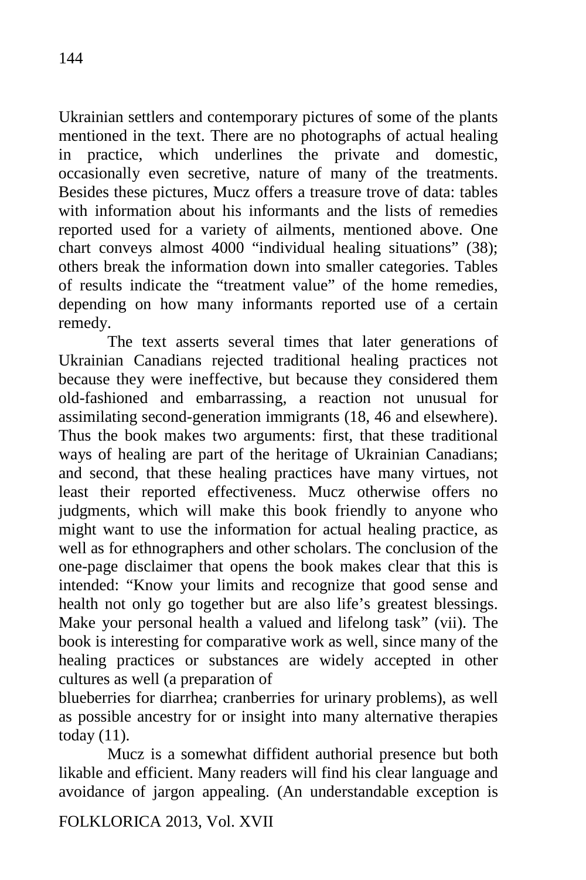Ukrainian settlers and contemporary pictures of some of the plants mentioned in the text. There are no photographs of actual healing in practice, which underlines the private and domestic, occasionally even secretive, nature of many of the treatments. Besides these pictures, Mucz offers a treasure trove of data: tables with information about his informants and the lists of remedies reported used for a variety of ailments, mentioned above. One chart conveys almost 4000 "individual healing situations" (38); others break the information down into smaller categories. Tables of results indicate the "treatment value" of the home remedies, depending on how many informants reported use of a certain remedy.

The text asserts several times that later generations of Ukrainian Canadians rejected traditional healing practices not because they were ineffective, but because they considered them old-fashioned and embarrassing, a reaction not unusual for assimilating second-generation immigrants (18, 46 and elsewhere). Thus the book makes two arguments: first, that these traditional ways of healing are part of the heritage of Ukrainian Canadians; and second, that these healing practices have many virtues, not least their reported effectiveness. Mucz otherwise offers no judgments, which will make this book friendly to anyone who might want to use the information for actual healing practice, as well as for ethnographers and other scholars. The conclusion of the one-page disclaimer that opens the book makes clear that this is intended: "Know your limits and recognize that good sense and health not only go together but are also life's greatest blessings. Make your personal health a valued and lifelong task" (vii). The book is interesting for comparative work as well, since many of the healing practices or substances are widely accepted in other cultures as well (a preparation of blueberries for diarrhea; cranberries for urinary problems), as well as possible ancestry for or insight into many alternative therapies today (11).

Mucz is a somewhat diffident authorial presence but both likable and efficient. Many readers will find his clear language and avoidance of jargon appealing. (An understandable exception is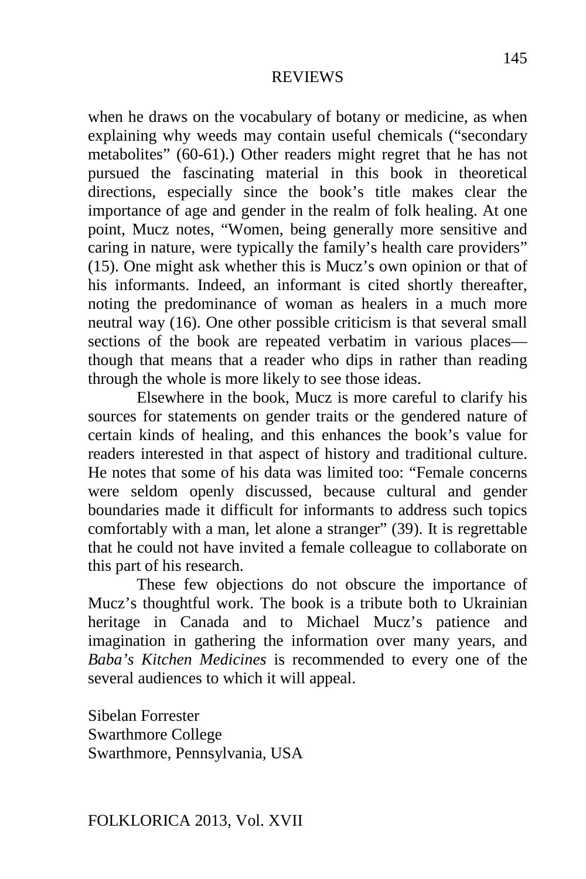when he draws on the vocabulary of botany or medicine, as when explaining why weeds may contain useful chemicals ("secondary metabolites" (60-61).) Other readers might regret that he has not pursued the fascinating material in this book in theoretical directions, especially since the book's title makes clear the importance of age and gender in the realm of folk healing. At one point, Mucz notes, "Women, being generally more sensitive and caring in nature, were typically the family's health care providers" (15). One might ask whether this is Mucz's own opinion or that of his informants. Indeed, an informant is cited shortly thereafter, noting the predominance of woman as healers in a much more neutral way (16). One other possible criticism is that several small sections of the book are repeated verbatim in various places—though that means that a reader who dips in rather than reading through the whole is more likely to see those ideas.

Elsewhere in the book, Mucz is more careful to clarify his sources for statements on gender traits or the gendered nature of certain kinds of healing, and this enhances the book's value for readers interested in that aspect of history and traditional culture. He notes that some of his data was limited too: "Female concerns were seldom openly discussed, because cultural and gender boundaries made it difficult for informants to address such topics comfortably with a man, let alone a stranger" (39). It is regrettable that he could not have invited a female colleague to collaborate on this part of his research.

These few objections do not obscure the importance of Mucz's thoughtful work. The book is a tribute both to Ukrainian heritage in Canada and to Michael Mucz's patience and imagination in gathering the information over many years, and *Baba's Kitchen Medicines* is recommended to every one of the several audiences to which it will appeal.

Sibelan Forrester
Swarthmore College
Swarthmore, Pennsylvania, USA